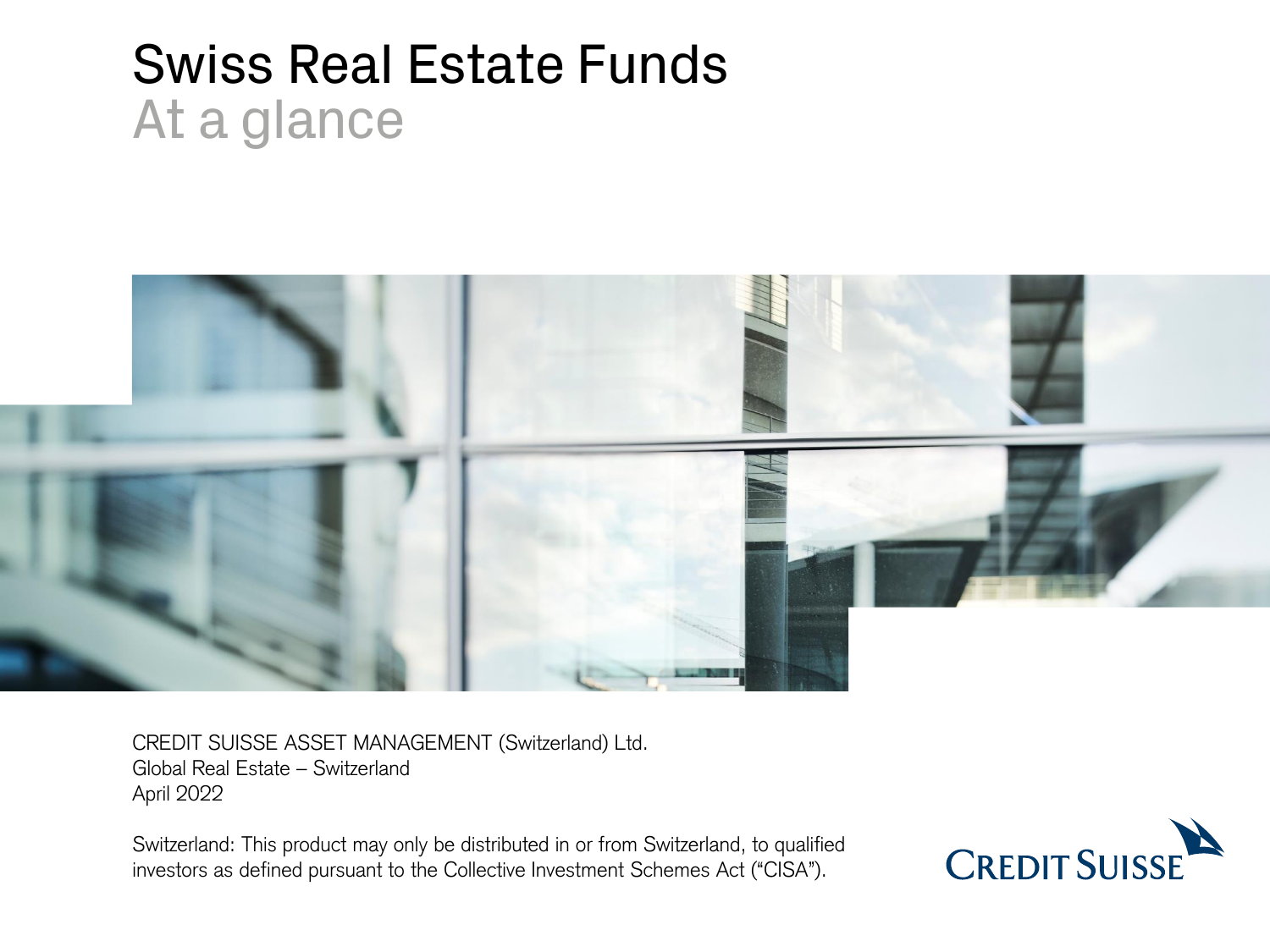# Swiss Real Estate Funds

## At a glance

CREDIT SUISSE ASSET MANAGEMENT (Switzerland) Ltd.
Global Real Estate – Switzerland
April 2022

Switzerland: This product may only be distributed in or from Switzerland, to qualified investors as defined pursuant to the Collective Investment Schemes Act ("CISA").

CREDIT SUISSE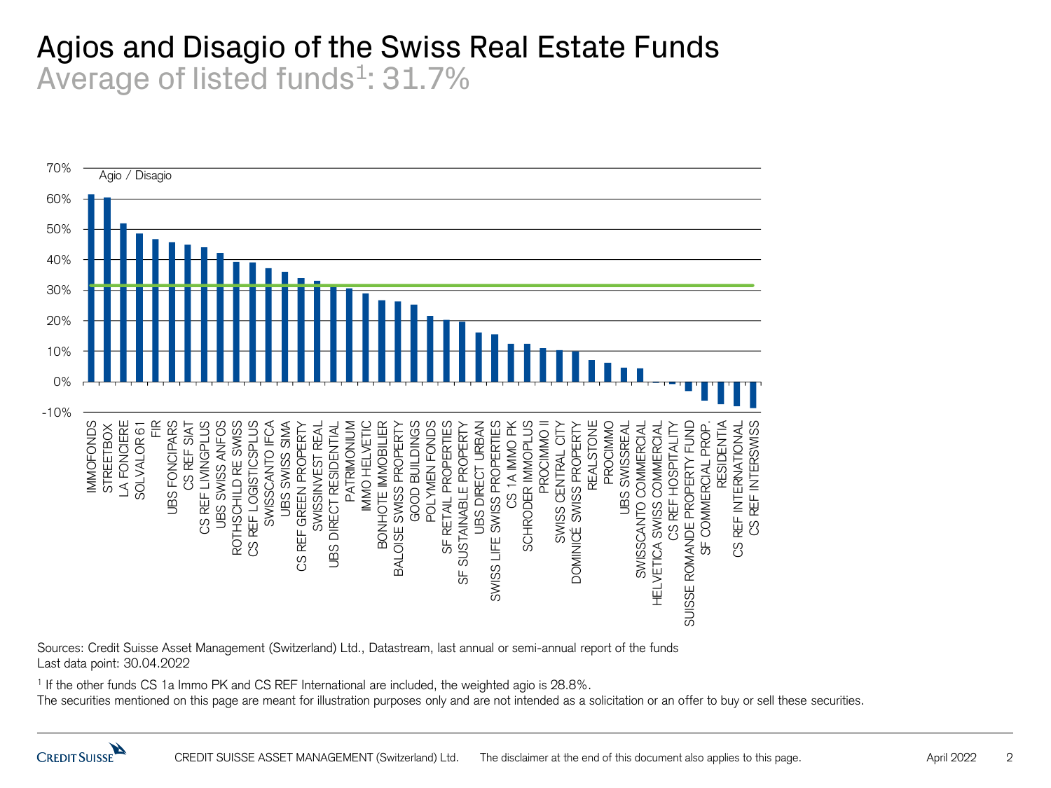# Agios and Disagio of the Swiss Real Estate Funds

## Average of listed funds[1]: 31.7%

Agio / Disagio

70%
60%
50%
40%
30%
20%
10%
0%
-10%

IMMOFONDS, STREETBOX, LA FONCIERE, SOLVALOR 61, FIR, UBS FONCIPARS, CS REF SIAT, CS REF LIVINGPLUS, UBS SWISS ANFOS, ROTHSCHILD RE SWISS, CS REF LOGISTICSPLUS, SWISSCANTO IFCA, UBS SWISS SIMA, CS REF GREEN PROPERTY, SWISSINVEST REAL, UBS DIRECT RESIDENTIAL, PATRIMONIUM, IMMO HELVETIC, BONHOTE IMMOBILIER, BALOISE SWISS PROPERTY, GOOD BUILDINGS, POLYMEN FONDS, SF RETAIL PROPERTIES, SF SUSTAINABLE PROPERTY, UBS DIRECT URBAN, SWISS LIFE SWISS PROPERTIES, CS 1A IMMO PK, SCHRODER IMMOPLUS, PROCIMMO II, SWISS CENTRAL CITY, DOMINICÉ SWISS PROPERTY, REALSTONE, PROCIMMO, UBS SWISSREAL, SWISSCANTO COMMERCIAL, HELVETICA SWISS COMMERCIAL, CS REF HOSPITALITY, SUISSE ROMANDE PROPERTY FUND, SF COMMERCIAL PROP., RESIDENTIA, CS REF INTERNATIONAL, CS REF INTERSWISS

Sources: Credit Suisse Asset Management (Switzerland) Ltd., Datastream, last annual or semi-annual report of the funds
Last data point: 30.04.2022

[1] If the other funds CS 1a Immo PK and CS REF International are included, the weighted agio is 28.8%.
The securities mentioned on this page are meant for illustration purposes only and are not intended as a solicitation or an offer to buy or sell these securities.

CREDIT SUISSE ASSET MANAGEMENT (Switzerland) Ltd. The disclaimer at the end of this document also applies to this page.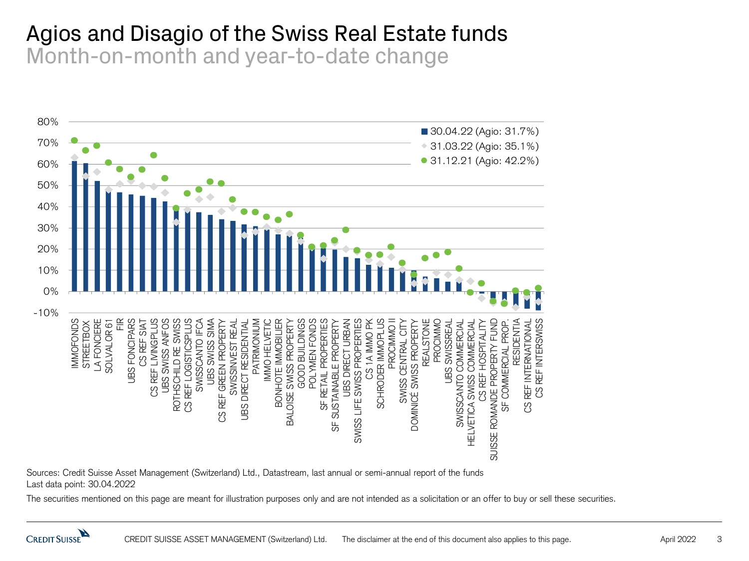# Agios and Disagio of the Swiss Real Estate funds

## Month-on-month and year-to-date change

Legend: 30.04.22 (Agio: 31.7%) · 31.03.22 (Agio: 35.1%) · 31.12.21 (Agio: 42.2%)

IMMOFONDS, STREETBOX, LA FONCIERE, SOLVALOR 61, FIR, UBS FONCIPARS, CS REF SIAT, CS REF LIVINGPLUS, UBS SWISS ANFOS, ROTHSCHILD RE SWISS, CS REF LOGISTICSPLUS, SWISSCANTO IFCA, UBS SWISS SIMA, CS REF GREEN PROPERTY, SWISSINVEST REAL, UBS DIRECT RESIDENTIAL, PATRIMONIUM, IMMO HELVETIC, BONHOTE IMMOBILIER, BALOISE SWISS PROPERTY, GOOD BUILDINGS, POLYMEN FONDS, SF RETAIL PROPERTIES, SF SUSTAINABLE PROPERTY, UBS DIRECT URBAN, SWISS LIFE SWISS PROPERTIES, CS 1A IMMO PK, SCHRODER IMMOPLUS, PROCIMMO II, SWISS CENTRAL CITY, DOMINICÉ SWISS PROPERTY, REALSTONE, PROCIMMO, UBS SWISSREAL, SWISSCANTO COMMERCIAL, HELVETICA SWISS COMMERCIAL, CS REF HOSPITALITY, SUISSE ROMANDE PROPERTY FUND, SF COMMERCIAL PROP., RESIDENTIA, CS REF INTERNATIONAL, CS REF INTERSWISS

Sources: Credit Suisse Asset Management (Switzerland) Ltd., Datastream, last annual or semi-annual report of the funds
Last data point: 30.04.2022

The securities mentioned on this page are meant for illustration purposes only and are not intended as a solicitation or an offer to buy or sell these securities.

CREDIT SUISSE ASSET MANAGEMENT (Switzerland) Ltd. The disclaimer at the end of this document also applies to this page.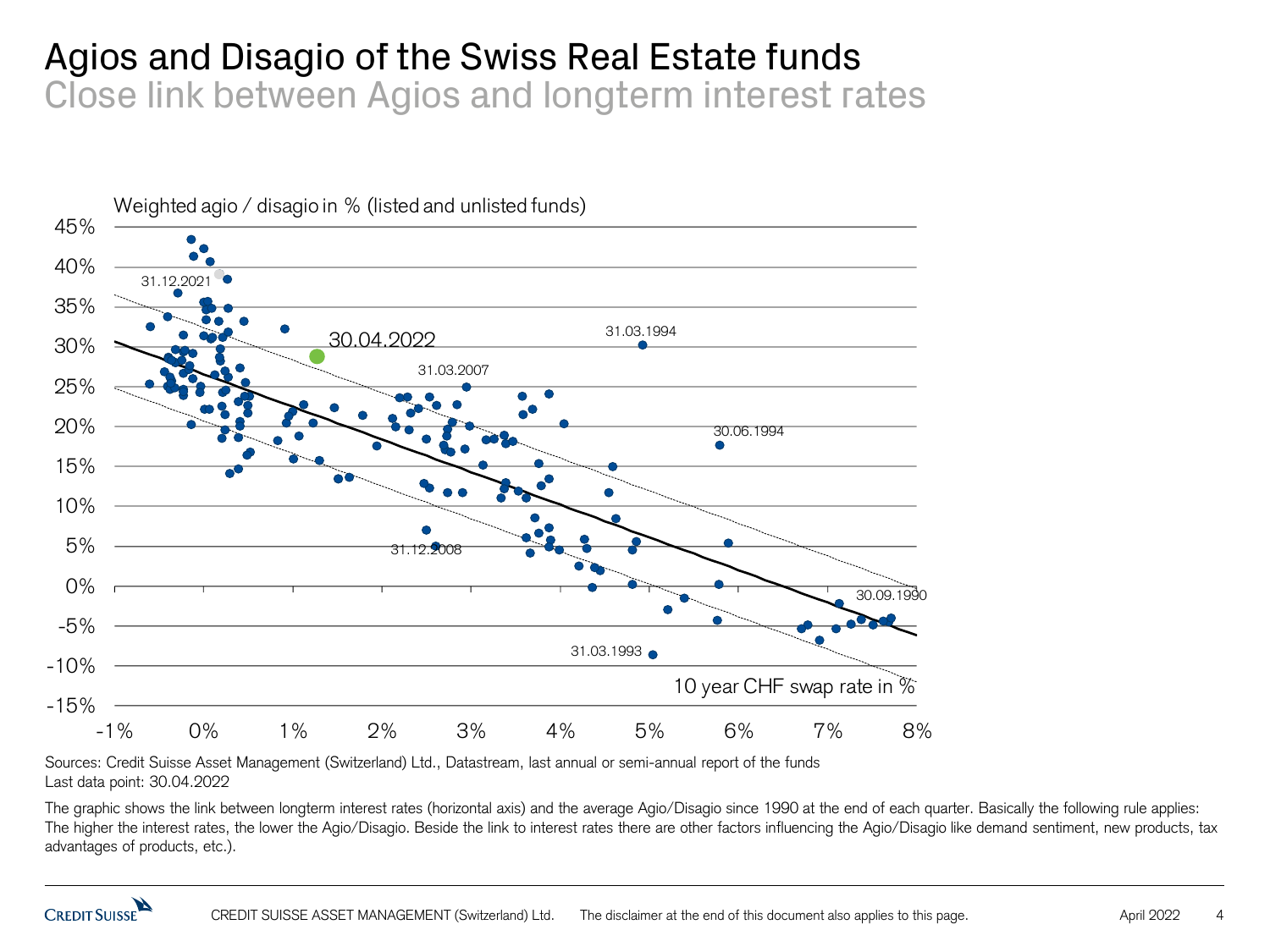# Agios and Disagio of the Swiss Real Estate funds

## Close link between Agios and longterm interest rates

Weighted agio / disagio in % (listed and unlisted funds)

45%
40%
35%
30%
25%
20%
15%
10%
5%
0%
-5%
-10%
-15%

-1% 0% 1% 2% 3% 4% 5% 6% 7% 8%

31.12.2021

30.04.2022

31.03.2007

31.03.1994

30.06.1994

31.12.2008

31.03.1993

30.09.1990

10 year CHF swap rate in %

Sources: Credit Suisse Asset Management (Switzerland) Ltd., Datastream, last annual or semi-annual report of the funds
Last data point: 30.04.2022

The graphic shows the link between longterm interest rates (horizontal axis) and the average Agio/Disagio since 1990 at the end of each quarter. Basically the following rule applies: The higher the interest rates, the lower the Agio/Disagio. Beside the link to interest rates there are other factors influencing the Agio/Disagio like demand sentiment, new products, tax advantages of products, etc.).

CREDIT SUISSE ASSET MANAGEMENT (Switzerland) Ltd. The disclaimer at the end of this document also applies to this page. April 2022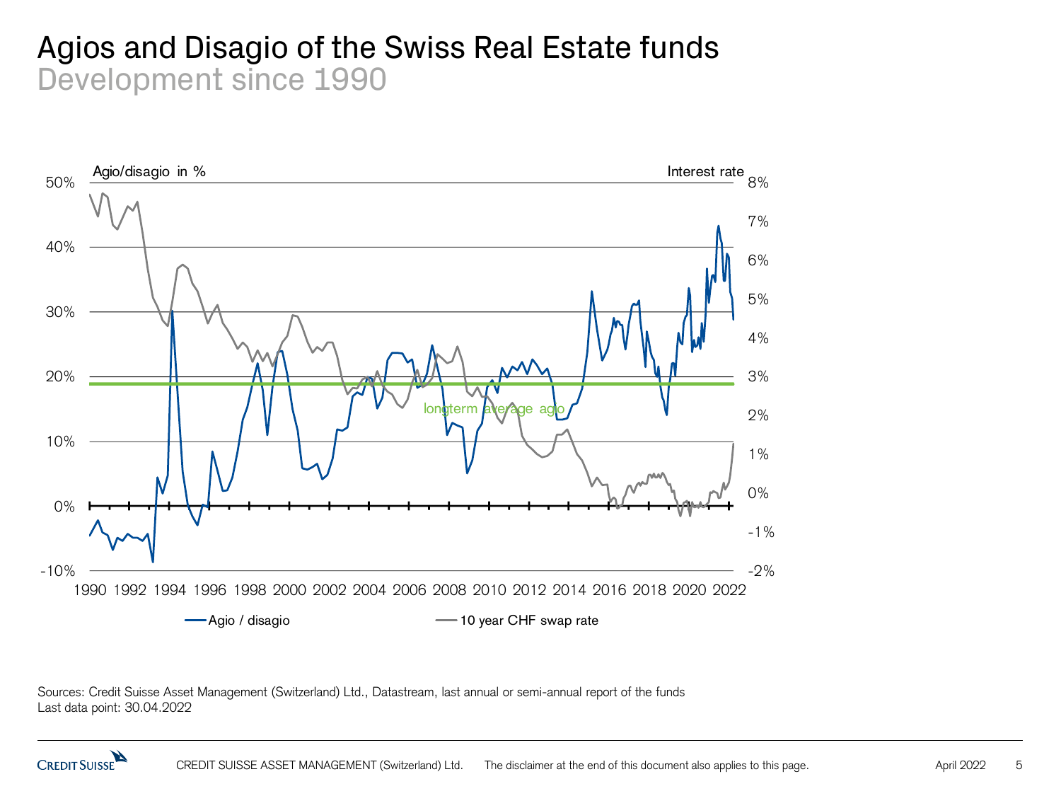# Agios and Disagio of the Swiss Real Estate funds

## Development since 1990

Agio/disagio in %

Interest rate

longterm average agio

— Agio / disagio — 10 year CHF swap rate

Sources: Credit Suisse Asset Management (Switzerland) Ltd., Datastream, last annual or semi-annual report of the funds
Last data point: 30.04.2022

CREDIT SUISSE ASSET MANAGEMENT (Switzerland) Ltd. The disclaimer at the end of this document also applies to this page. April 2022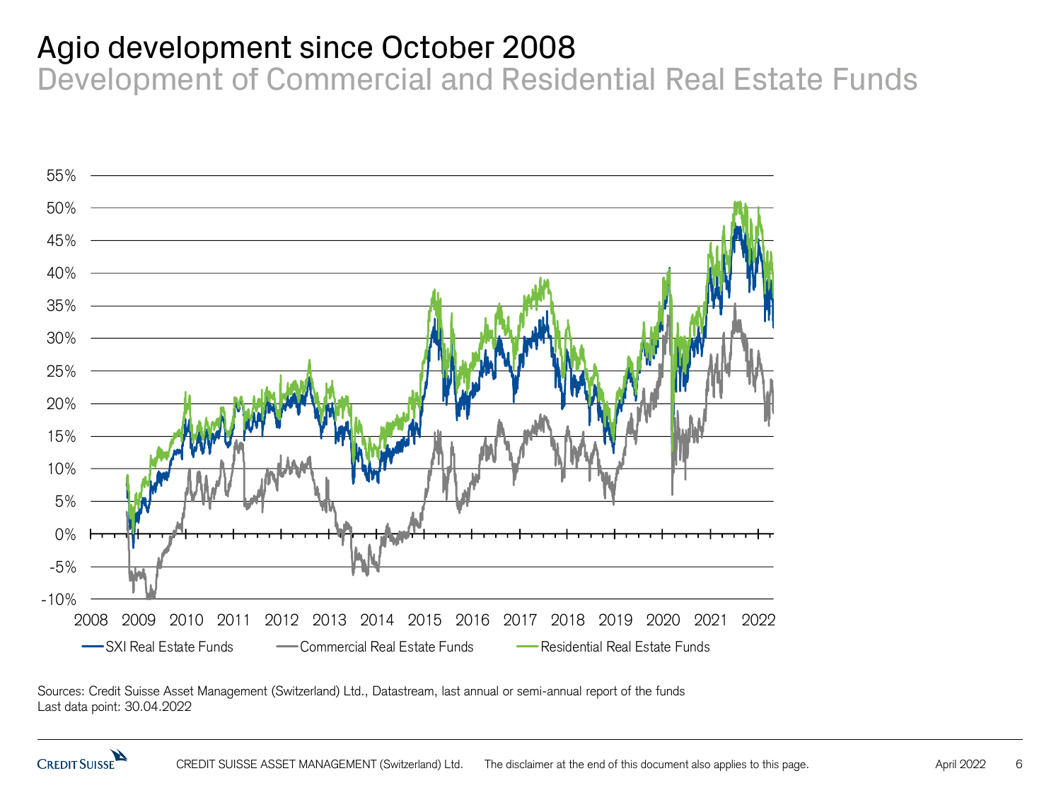# Agio development since October 2008

## Development of Commercial and Residential Real Estate Funds

55%
50%
45%
40%
35%
30%
25%
20%
15%
10%
5%
0%
-5%
-10%

2008 2009 2010 2011 2012 2013 2014 2015 2016 2017 2018 2019 2020 2021 2022

SXI Real Estate Funds — Commercial Real Estate Funds — Residential Real Estate Funds

Sources: Credit Suisse Asset Management (Switzerland) Ltd., Datastream, last annual or semi-annual report of the funds
Last data point: 30.04.2022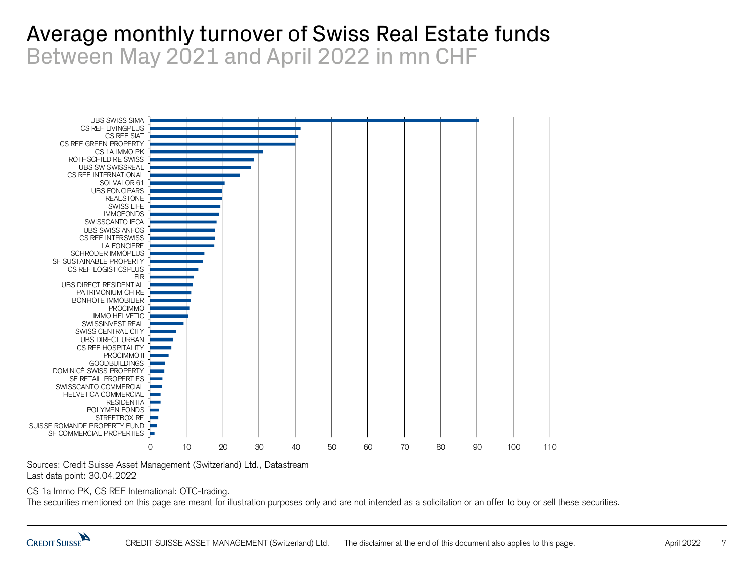# Average monthly turnover of Swiss Real Estate funds

## Between May 2021 and April 2022 in mn CHF

| Fund | Average monthly turnover (mn CHF, approx.) |
|---|---|
| UBS SWISS SIMA | 90.5 |
| CS REF LIVINGPLUS | 41.5 |
| CS REF SIAT | 40.8 |
| CS REF GREEN PROPERTY | 40 |
| CS 1A IMMO PK | 31 |
| ROTHSCHILD RE SWISS | 28.5 |
| UBS SW SWISSREAL | 27.8 |
| CS REF INTERNATIONAL | 24.7 |
| SOLVALOR 61 | 20.4 |
| UBS FONCIPARS | 19.8 |
| REALSTONE | 19.6 |
| SWISS LIFE | 19.3 |
| IMMOFONDS | 18.9 |
| SWISSCANTO IFCA | 18.2 |
| UBS SWISS ANFOS | 17.9 |
| CS REF INTERSWISS | 17.7 |
| LA FONCIERE | 17.6 |
| SCHRODER IMMOPLUS | 14.8 |
| SF SUSTAINABLE PROPERTY | 14.5 |
| CS REF LOGISTICSPLUS | 13.2 |
| FIR | 12 |
| UBS DIRECT RESIDENTIAL | 11.7 |
| PATRIMONIUM CH RE | 11.3 |
| BONHOTE IMMOBILIER | 11.2 |
| PROCIMMO | 10.8 |
| IMMO HELVETIC | 10.5 |
| SWISSINVEST REAL | 9.2 |
| SWISS CENTRAL CITY | 7.1 |
| UBS DIRECT URBAN | 6.2 |
| CS REF HOSPITALITY | 5.8 |
| PROCIMMO II | 5 |
| GOODBUILDINGS | 4 |
| DOMINICÉ SWISS PROPERTY | 3.9 |
| SF RETAIL PROPERTIES | 3.4 |
| SWISSCANTO COMMERCIAL | 3.2 |
| HELVETICA COMMERCIAL | 2.9 |
| RESIDENTIA | 2.8 |
| POLYMEN FONDS | 2.5 |
| STREETBOX RE | 2.2 |
| SUISSE ROMANDE PROPERTY FUND | 1.8 |
| SF COMMERCIAL PROPERTIES | 1.2 |

Sources: Credit Suisse Asset Management (Switzerland) Ltd., Datastream
Last data point: 30.04.2022

CS 1a Immo PK, CS REF International: OTC-trading.
The securities mentioned on this page are meant for illustration purposes only and are not intended as a solicitation or an offer to buy or sell these securities.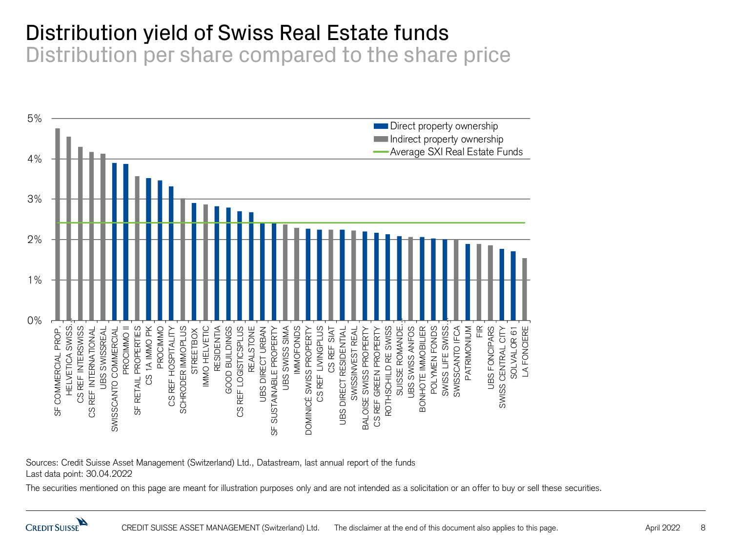# Distribution yield of Swiss Real Estate funds

## Distribution per share compared to the share price

- Direct property ownership
- Indirect property ownership
- Average SXI Real Estate Funds

| Fund | Type | Distribution yield (approx.) |
|---|---|---|
| SF COMMERCIAL PROP. | Indirect | 4.75% |
| HELVETICA SWISS… | Indirect | 4.55% |
| CS REF INTERSWISS | Indirect | 4.3% |
| CS REF INTERNATIONAL | Indirect | 4.17% |
| UBS SWISSREAL | Indirect | 4.13% |
| SWISSCANTO COMMERCIAL | Direct | 3.9% |
| PROCIMMO II | Direct | 3.87% |
| SF RETAIL PROPERTIES | Indirect | 3.57% |
| CS 1A IMMO PK | Direct | 3.52% |
| PROCIMMO | Direct | 3.46% |
| CS REF HOSPITALITY | Direct | 3.31% |
| SCHRODER IMMOPLUS | Indirect | 3.02% |
| STREETBOX | Direct | 2.9% |
| IMMO HELVETIC | Indirect | 2.87% |
| RESIDENTIA | Direct | 2.82% |
| GOOD BUILDINGS | Direct | 2.79% |
| CS REF LOGISTICSPLUS | Direct | 2.7% |
| REALSTONE | Direct | 2.67% |
| UBS DIRECT URBAN | Direct | 2.4% |
| SF SUSTAINABLE PROPERTY | Direct | 2.4% |
| UBS SWISS SIMA | Indirect | 2.37% |
| IMMOFONDS | Indirect | 2.29% |
| DOMINICÉ SWISS PROPERTY | Direct | 2.27% |
| CS REF LIVINGPLUS | Direct | 2.24% |
| CS REF SIAT | Indirect | 2.24% |
| UBS DIRECT RESIDENTIAL | Direct | 2.24% |
| SWISSINVEST REAL | Indirect | 2.22% |
| BALOISE SWISS PROPERTY | Direct | 2.2% |
| CS REF GREEN PROPERTY | Direct | 2.17% |
| ROTHSCHILD RE SWISS | Direct | 2.13% |
| SUISSE ROMANDE… | Direct | 2.08% |
| UBS SWISS ANFOS | Indirect | 2.06% |
| BONHOTE IMMOBILIER | Direct | 2.06% |
| POLYMEN FONDS | Direct | 2.02% |
| SWISS LIFE SWISS… | Direct | 2.0% |
| SWISSCANTO IFCA | Indirect | 2.0% |
| PATRIMONIUM | Direct | 1.89% |
| FIR | Indirect | 1.89% |
| UBS FONCIPARS | Indirect | 1.86% |
| SWISS CENTRAL CITY | Direct | 1.77% |
| SOLVALOR 61 | Direct | 1.71% |
| LA FONCIERE | Indirect | 1.54% |

Average SXI Real Estate Funds: approx. 2.42%

Sources: Credit Suisse Asset Management (Switzerland) Ltd., Datastream, last annual report of the funds
Last data point: 30.04.2022

The securities mentioned on this page are meant for illustration purposes only and are not intended as a solicitation or an offer to buy or sell these securities.

CREDIT SUISSE ASSET MANAGEMENT (Switzerland) Ltd. The disclaimer at the end of this document also applies to this page.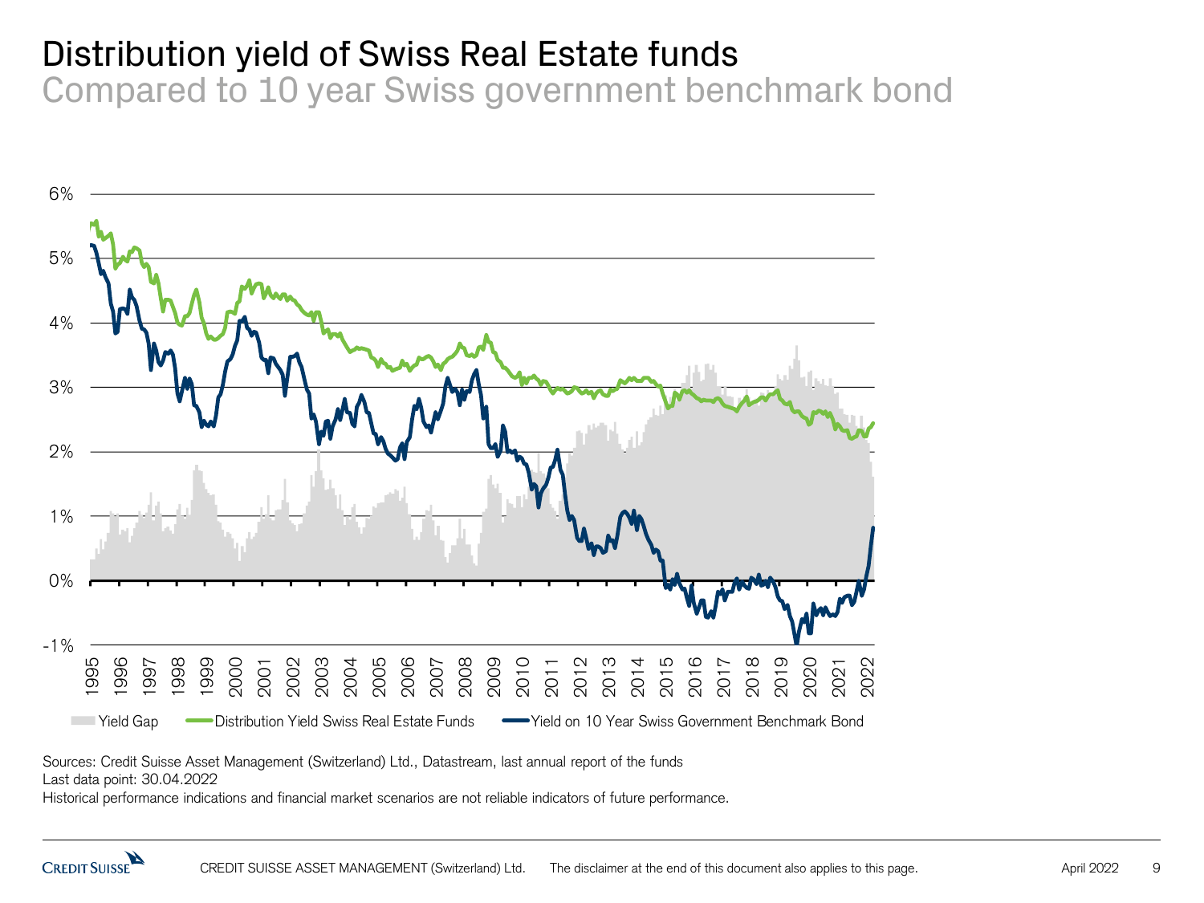# Distribution yield of Swiss Real Estate funds

## Compared to 10 year Swiss government benchmark bond

6%
5%
4%
3%
2%
1%
0%
-1%

1995 1996 1997 1998 1999 2000 2001 2002 2003 2004 2005 2006 2007 2008 2009 2010 2011 2012 2013 2014 2015 2016 2017 2018 2019 2020 2021 2022

Yield Gap — Distribution Yield Swiss Real Estate Funds — Yield on 10 Year Swiss Government Benchmark Bond

Sources: Credit Suisse Asset Management (Switzerland) Ltd., Datastream, last annual report of the funds
Last data point: 30.04.2022
Historical performance indications and financial market scenarios are not reliable indicators of future performance.

CREDIT SUISSE ASSET MANAGEMENT (Switzerland) Ltd. The disclaimer at the end of this document also applies to this page. April 2022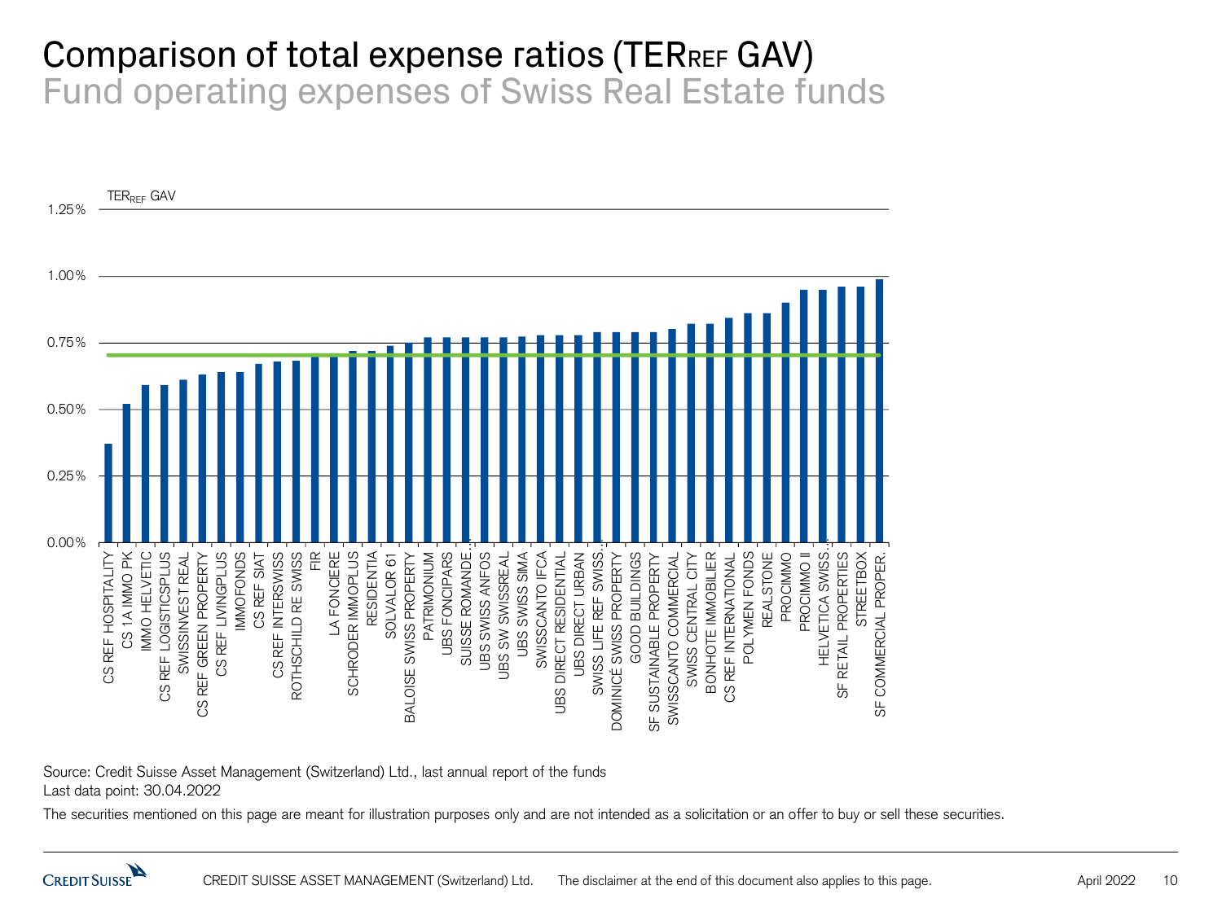# Comparison of total expense ratios ($TER_{REF}$ GAV)

## Fund operating expenses of Swiss Real Estate funds

$TER_{REF}$ GAV

| Fund | $TER_{REF}$ GAV (approx.) |
|---|---|
| CS REF HOSPITALITY | 0.37% |
| CS 1A IMMO PK | 0.52% |
| IMMO HELVETIC | 0.59% |
| CS REF LOGISTICSPLUS | 0.59% |
| SWISSINVEST REAL | 0.61% |
| CS REF GREEN PROPERTY | 0.63% |
| CS REF LIVINGPLUS | 0.64% |
| IMMOFONDS | 0.64% |
| CS REF SIAT | 0.67% |
| CS REF INTERSWISS | 0.68% |
| ROTHSCHILD RE SWISS | 0.68% |
| FIR | 0.71% |
| LA FONCIERE | 0.71% |
| SCHRODER IMMOPLUS | 0.72% |
| RESIDENTIA | 0.72% |
| SOLVALOR 61 | 0.74% |
| BALOISE SWISS PROPERTY | 0.75% |
| PATRIMONIUM | 0.77% |
| UBS FONCIPARS | 0.77% |
| SUISSE ROMANDE... | 0.77% |
| UBS SWISS ANFOS | 0.77% |
| UBS SW SWISSREAL | 0.77% |
| UBS SWISS SIMA | 0.775% |
| SWISSCANTO IFCA | 0.78% |
| UBS DIRECT RESIDENTIAL | 0.78% |
| UBS DIRECT URBAN | 0.78% |
| SWISS LIFE REF SWISS... | 0.79% |
| DOMINICÉ SWISS PROPERTY | 0.79% |
| GOOD BUILDINGS | 0.79% |
| SF SUSTAINABLE PROPERTY | 0.79% |
| SWISSCANTO COMMERCIAL | 0.80% |
| SWISS CENTRAL CITY | 0.82% |
| BONHOTE IMMOBILIER | 0.82% |
| CS REF INTERNATIONAL | 0.84% |
| POLYMEN FONDS | 0.86% |
| REALSTONE | 0.86% |
| PROCIMMO | 0.90% |
| PROCIMMO II | 0.95% |
| HELVETICA SWISS... | 0.95% |
| SF RETAIL PROPERTIES | 0.96% |
| STREETBOX | 0.96% |
| SF COMMERCIAL PROPER... | 0.99% |

Source: Credit Suisse Asset Management (Switzerland) Ltd., last annual report of the funds
Last data point: 30.04.2022

The securities mentioned on this page are meant for illustration purposes only and are not intended as a solicitation or an offer to buy or sell these securities.

CREDIT SUISSE ASSET MANAGEMENT (Switzerland) Ltd. The disclaimer at the end of this document also applies to this page. April 2022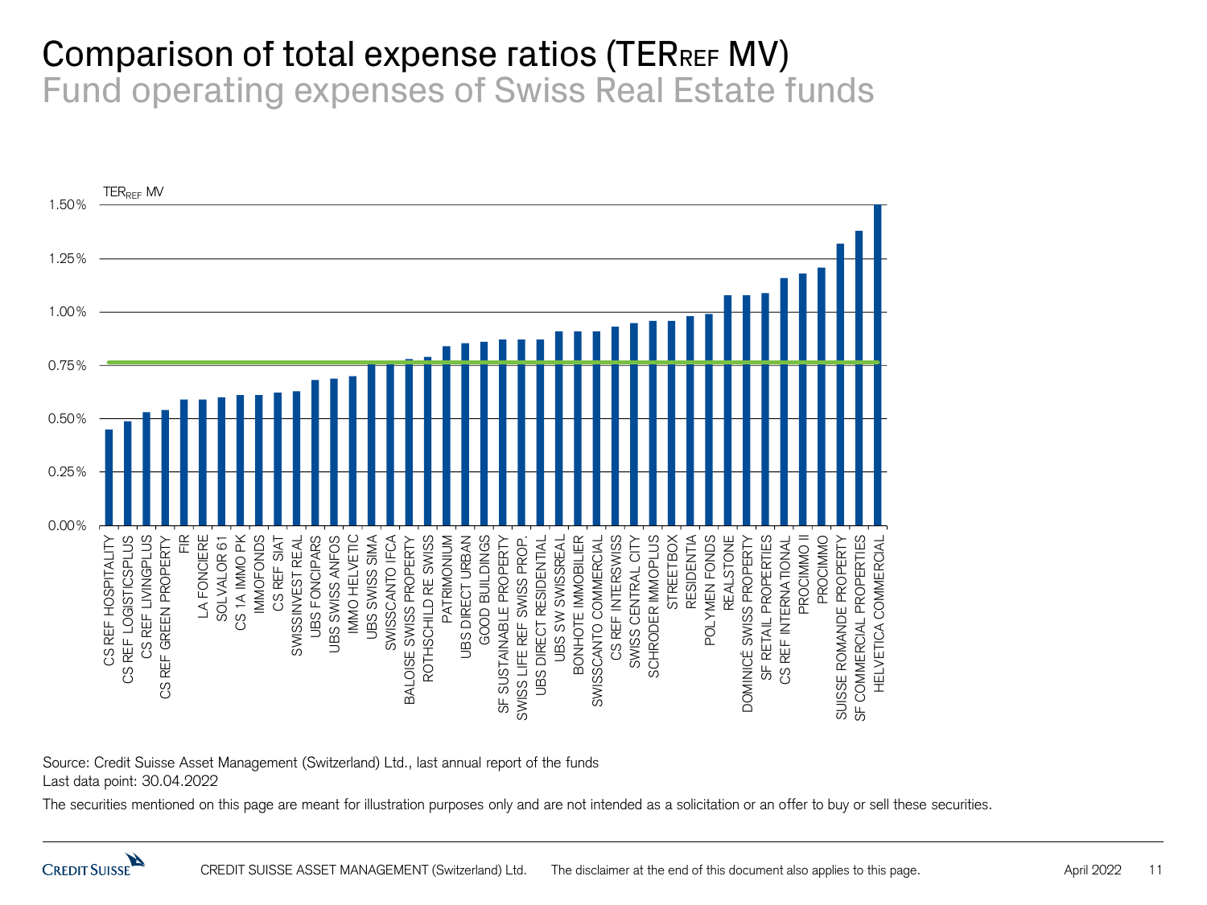# Comparison of total expense ratios (TER$_{REF}$ MV)

## Fund operating expenses of Swiss Real Estate funds

TER$_{REF}$ MV

| Fund | TER$_{REF}$ MV (approx.) |
|---|---|
| CS REF HOSPITALITY | 0.45% |
| CS REF LOGISTICSPLUS | 0.49% |
| CS REF LIVINGPLUS | 0.53% |
| CS REF GREEN PROPERTY | 0.54% |
| FIR | 0.59% |
| LA FONCIERE | 0.59% |
| SOLVALOR 61 | 0.60% |
| CS 1A IMMO PK | 0.61% |
| IMMOFONDS | 0.61% |
| CS REF SIAT | 0.62% |
| SWISSINVEST REAL | 0.63% |
| UBS FONCIPARS | 0.68% |
| UBS SWISS ANFOS | 0.69% |
| IMMO HELVETIC | 0.70% |
| UBS SWISS SIMA | 0.76% |
| SWISSCANTO IFCA | 0.76% |
| BALOISE SWISS PROPERTY | 0.78% |
| ROTHSCHILD RE SWISS | 0.79% |
| PATRIMONIUM | 0.84% |
| UBS DIRECT URBAN | 0.85% |
| GOOD BUILDINGS | 0.86% |
| SF SUSTAINABLE PROPERTY | 0.87% |
| SWISS LIFE REF SWISS PROP. | 0.87% |
| UBS DIRECT RESIDENTIAL | 0.87% |
| UBS SW SWISSREAL | 0.91% |
| BONHOTE IMMOBILIER | 0.91% |
| SWISSCANTO COMMERCIAL | 0.91% |
| CS REF INTERSWISS | 0.93% |
| SWISS CENTRAL CITY | 0.95% |
| SCHRODER IMMOPLUS | 0.96% |
| STREETBOX | 0.96% |
| RESIDENTIA | 0.98% |
| POLYMEN FONDS | 0.99% |
| REALSTONE | 1.08% |
| DOMINICÉ SWISS PROPERTY | 1.08% |
| SF RETAIL PROPERTIES | 1.09% |
| CS REF INTERNATIONAL | 1.16% |
| PROCIMMO II | 1.18% |
| PROCIMMO | 1.21% |
| SUISSE ROMANDE PROPERTY | 1.32% |
| SF COMMERCIAL PROPERTIES | 1.38% |
| HELVETICA COMMERCIAL | 1.50% |

Average line (green): approx. 0.76%

Source: Credit Suisse Asset Management (Switzerland) Ltd., last annual report of the funds
Last data point: 30.04.2022

The securities mentioned on this page are meant for illustration purposes only and are not intended as a solicitation or an offer to buy or sell these securities.

CREDIT SUISSE ASSET MANAGEMENT (Switzerland) Ltd. The disclaimer at the end of this document also applies to this page.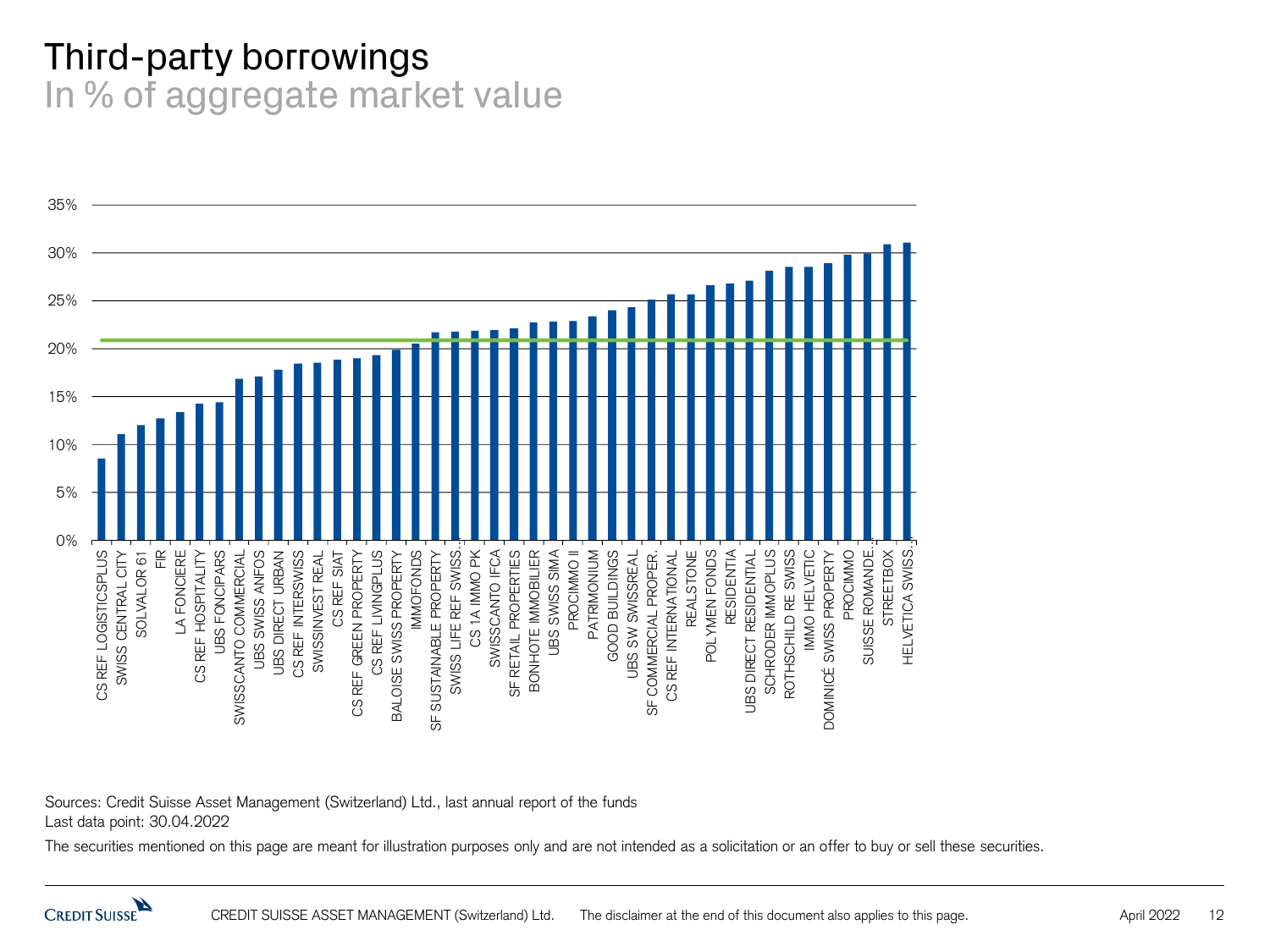# Third-party borrowings

## In % of aggregate market value

Sources: Credit Suisse Asset Management (Switzerland) Ltd., last annual report of the funds
Last data point: 30.04.2022

The securities mentioned on this page are meant for illustration purposes only and are not intended as a solicitation or an offer to buy or sell these securities.

CREDIT SUISSE ASSET MANAGEMENT (Switzerland) Ltd. The disclaimer at the end of this document also applies to this page. April 2022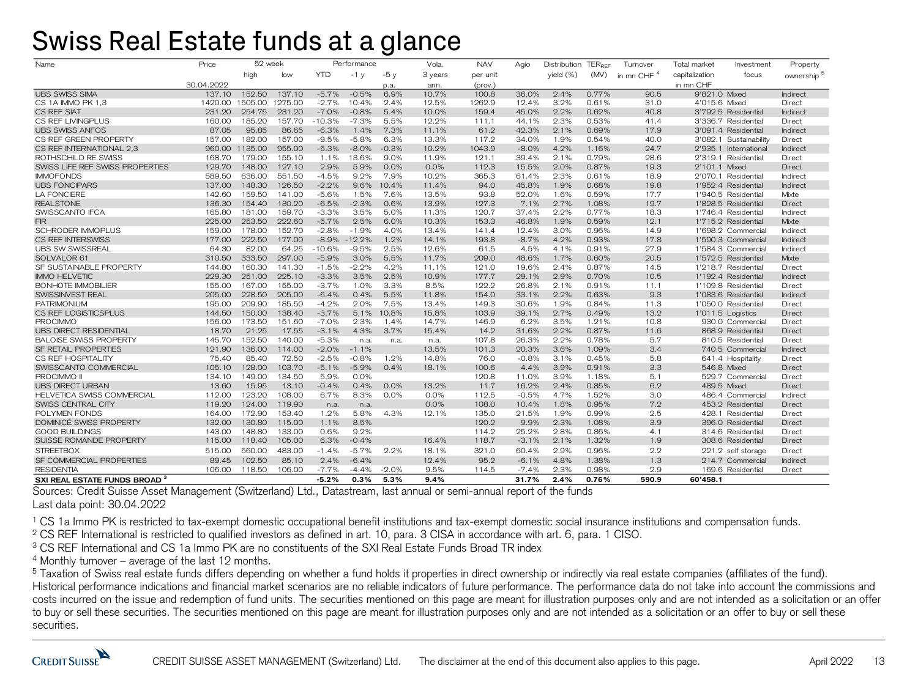# Swiss Real Estate funds at a glance

| Name | Price | 52 week | | Performance | | | Vola. | NAV | Agio | Distribution | TER<sub>REF</sub> | Turnover | Total market | Investment | Property |
|---|---|---|---|---|---|---|---|---|---|---|---|---|---|---|---|
| | | high | low | YTD | -1 y | -5 y | 3 years | per unit | | yield (%) | (MV) | in mn CHF [4] | capitalization | focus | ownership [5] |
| | 30.04.2022 | | | | | p.a. | ann. | (prov.) | | | | | in mn CHF | | |
| UBS SWISS SIMA | 137.10 | 152.50 | 137.10 | -5.7% | -0.5% | 6.9% | 10.7% | 100.8 | 36.0% | 2.4% | 0.77% | 90.5 | 9'821.0 | Mixed | Indirect |
| CS 1A IMMO PK 1,3 | 1420.00 | 1505.00 | 1275.00 | -2.7% | 10.4% | 2.4% | 12.5% | 1262.9 | 12.4% | 3.2% | 0.61% | 31.0 | 4'015.6 | Mixed | Direct |
| CS REF SIAT | 231.20 | 254.75 | 231.20 | -7.0% | -0.8% | 5.4% | 10.0% | 159.4 | 45.0% | 2.2% | 0.62% | 40.8 | 3'792.5 | Residential | Indirect |
| CS REF LIVINGPLUS | 160.00 | 185.20 | 157.70 | -10.3% | -7.3% | 5.5% | 12.2% | 111.1 | 44.1% | 2.3% | 0.53% | 41.4 | 3'336.7 | Residential | Direct |
| UBS SWISS ANFOS | 87.05 | 95.85 | 86.65 | -6.3% | 1.4% | 7.3% | 11.1% | 61.2 | 42.3% | 2.1% | 0.69% | 17.9 | 3'091.4 | Residential | Indirect |
| CS REF GREEN PROPERTY | 157.00 | 182.00 | 157.00 | -9.5% | -5.8% | 6.3% | 13.3% | 117.2 | 34.0% | 1.9% | 0.54% | 40.0 | 3'082.1 | Sustainability | Direct |
| CS REF INTERNATIONAL 2,3 | 960.00 | 1135.00 | 955.00 | -5.3% | -8.0% | -0.3% | 10.2% | 1043.9 | -8.0% | 4.2% | 1.16% | 24.7 | 2'935.1 | International | Indirect |
| ROTHSCHILD RE SWISS | 168.70 | 179.00 | 155.10 | 1.1% | 13.6% | 9.0% | 11.9% | 121.1 | 39.4% | 2.1% | 0.79% | 28.6 | 2'319.1 | Residential | Direct |
| SWISS LIFE REF SWISS PROPERTIES | 129.70 | 148.00 | 127.10 | 2.9% | 5.9% | 0.0% | 0.0% | 112.3 | 15.5% | 2.0% | 0.87% | 19.3 | 2'101.1 | Mixed | Direct |
| IMMOFONDS | 589.50 | 636.00 | 551.50 | -4.5% | 9.2% | 7.9% | 10.2% | 365.3 | 61.4% | 2.3% | 0.61% | 18.9 | 2'070.1 | Residential | Indirect |
| UBS FONCIPARS | 137.00 | 148.30 | 126.50 | -2.2% | 9.6% | 10.4% | 11.4% | 94.0 | 45.8% | 1.9% | 0.68% | 19.8 | 1'952.4 | Residential | Indirect |
| LA FONCIERE | 142.60 | 159.50 | 141.00 | -5.6% | 1.5% | 7.6% | 13.5% | 93.8 | 52.0% | 1.6% | 0.59% | 17.7 | 1'940.5 | Residential | Mixte |
| REALSTONE | 136.30 | 154.40 | 130.20 | -6.5% | -2.3% | 0.6% | 13.9% | 127.3 | 7.1% | 2.7% | 1.08% | 19.7 | 1'828.5 | Residential | Direct |
| SWISSCANTO IFCA | 165.80 | 181.00 | 159.70 | -3.3% | 3.5% | 5.0% | 11.3% | 120.7 | 37.4% | 2.2% | 0.77% | 18.3 | 1'746.4 | Residential | Indirect |
| FIR | 225.00 | 253.50 | 222.60 | -5.7% | 2.5% | 6.0% | 10.3% | 153.3 | 46.8% | 1.9% | 0.59% | 12.1 | 1'715.2 | Residential | Mixte |
| SCHRODER IMMOPLUS | 159.00 | 178.00 | 152.70 | -2.8% | -1.9% | 4.0% | 13.4% | 141.4 | 12.4% | 3.0% | 0.96% | 14.9 | 1'698.2 | Commercial | Indirect |
| CS REF INTERSWISS | 177.00 | 222.50 | 177.00 | -8.9% | -12.2% | 1.2% | 14.1% | 193.8 | -8.7% | 4.2% | 0.93% | 17.8 | 1'590.3 | Commercial | Indirect |
| UBS SW SWISSREAL | 64.30 | 82.00 | 64.25 | -10.6% | -9.5% | 2.5% | 12.6% | 61.5 | 4.5% | 4.1% | 0.91% | 27.9 | 1'584.3 | Commercial | Indirect |
| SOLVALOR 61 | 310.50 | 333.50 | 297.00 | -5.9% | 3.0% | 5.5% | 11.7% | 209.0 | 48.6% | 1.7% | 0.60% | 20.5 | 1'572.5 | Residential | Mixte |
| SF SUSTAINABLE PROPERTY | 144.80 | 160.30 | 141.30 | -1.5% | -2.2% | 4.2% | 11.1% | 121.0 | 19.6% | 2.4% | 0.87% | 14.5 | 1'218.7 | Residential | Direct |
| IMMO HELVETIC | 229.30 | 251.00 | 225.10 | -3.3% | 3.5% | 2.5% | 10.9% | 177.7 | 29.1% | 2.9% | 0.70% | 10.5 | 1'192.4 | Residential | Indirect |
| BONHOTE IMMOBILIER | 155.00 | 167.00 | 155.00 | -3.7% | 1.0% | 3.3% | 8.5% | 122.2 | 26.8% | 2.1% | 0.91% | 11.1 | 1'109.8 | Residential | Direct |
| SWISSINVEST REAL | 205.00 | 228.50 | 205.00 | -6.4% | 0.4% | 5.5% | 11.8% | 154.0 | 33.1% | 2.2% | 0.63% | 9.3 | 1'083.6 | Residential | Indirect |
| PATRIMONIUM | 195.00 | 209.90 | 185.50 | -4.2% | 2.0% | 7.5% | 13.4% | 149.3 | 30.6% | 1.9% | 0.84% | 11.3 | 1'050.0 | Residential | Direct |
| CS REF LOGISTICSPLUS | 144.50 | 150.00 | 138.40 | -3.7% | 5.1% | 10.8% | 15.8% | 103.9 | 39.1% | 2.7% | 0.49% | 13.2 | 1'011.5 | Logistics | Direct |
| PROCIMMO | 156.00 | 173.50 | 151.60 | -7.0% | 2.3% | 1.4% | 14.7% | 146.9 | 6.2% | 3.5% | 1.21% | 10.8 | 930.0 | Commercial | Direct |
| UBS DIRECT RESIDENTIAL | 18.70 | 21.25 | 17.55 | -3.1% | 4.3% | 3.7% | 15.4% | 14.2 | 31.6% | 2.2% | 0.87% | 11.6 | 868.9 | Residential | Direct |
| BALOISE SWISS PROPERTY | 145.70 | 152.50 | 140.00 | -5.3% | n.a. | n.a. | n.a. | 107.8 | 26.3% | 2.2% | 0.78% | 5.7 | 810.5 | Residential | Direct |
| SF RETAIL PROPERTIES | 121.90 | 136.00 | 114.00 | -2.0% | -1.1% | | 13.5% | 101.3 | 20.3% | 3.6% | 1.09% | 3.4 | 740.5 | Commercial | Indirect |
| CS REF HOSPITALITY | 75.40 | 85.40 | 72.50 | -2.5% | -0.8% | 1.2% | 14.8% | 76.0 | -0.8% | 3.1% | 0.45% | 5.8 | 641.4 | Hospitality | Direct |
| SWISSCANTO COMMERCIAL | 105.10 | 128.00 | 103.70 | -5.1% | -5.9% | 0.4% | 18.1% | 100.6 | 4.4% | 3.9% | 0.91% | 3.3 | 546.8 | Mixed | Direct |
| PROCIMMO II | 134.10 | 149.00 | 134.50 | 5.9% | 0.0% | | | 120.8 | 11.0% | 3.9% | 1.18% | 5.1 | 529.7 | Commercial | Direct |
| UBS DIRECT URBAN | 13.60 | 15.95 | 13.10 | -0.4% | 0.4% | 0.0% | 13.2% | 11.7 | 16.2% | 2.4% | 0.85% | 6.2 | 489.5 | Mixed | Direct |
| HELVETICA SWISS COMMERCIAL | 112.00 | 123.20 | 108.00 | 6.7% | 8.3% | 0.0% | 0.0% | 112.5 | -0.5% | 4.7% | 1.52% | 3.0 | 486.4 | Commercial | Indirect |
| SWISS CENTRAL CITY | 119.20 | 124.00 | 119.90 | n.a. | n.a. | | 0.0% | 108.0 | 10.4% | 1.8% | 0.95% | 7.2 | 453.2 | Residential | Direct |
| POLYMEN FONDS | 164.00 | 172.90 | 153.40 | 1.2% | 5.8% | 4.3% | 12.1% | 135.0 | 21.5% | 1.9% | 0.99% | 2.5 | 428.1 | Residential | Direct |
| DOMINICÉ SWISS PROPERTY | 132.00 | 130.80 | 115.00 | 1.1% | 8.5% | | | 120.2 | 9.9% | 2.3% | 1.08% | 3.9 | 396.0 | Residential | Direct |
| GOOD BUILDINGS | 143.00 | 148.80 | 133.00 | 0.6% | 9.2% | | | 114.2 | 25.2% | 2.8% | 0.86% | 4.1 | 314.6 | Residential | Direct |
| SUISSE ROMANDE PROPERTY | 115.00 | 118.40 | 105.00 | 6.3% | -0.4% | | 16.4% | 118.7 | -3.1% | 2.1% | 1.32% | 1.9 | 308.6 | Residential | Direct |
| STREETBOX | 515.00 | 560.00 | 483.00 | -1.4% | -5.7% | 2.2% | 18.1% | 321.0 | 60.4% | 2.9% | 0.96% | 2.2 | 221.2 | self storage | Direct |
| SF COMMERCIAL PROPERTIES | 89.45 | 102.50 | 85.10 | 2.4% | -6.4% | | 12.4% | 95.2 | -6.1% | 4.8% | 1.38% | 1.3 | 214.7 | Commercial | Indirect |
| RESIDENTIA | 106.00 | 118.50 | 106.00 | -7.7% | -4.4% | -2.0% | 9.5% | 114.5 | -7.4% | 2.3% | 0.98% | 2.9 | 169.6 | Residential | Direct |
| **SXI REAL ESTATE FUNDS BROAD [3]** | | | | **-5.2%** | **0.3%** | **5.3%** | **9.4%** | | **31.7%** | **2.4%** | **0.76%** | **590.9** | **60'458.1** | | |

Sources: Credit Suisse Asset Management (Switzerland) Ltd., Datastream, last annual or semi-annual report of the funds
Last data point: 30.04.2022

[1] CS 1a Immo PK is restricted to tax-exempt domestic occupational benefit institutions and tax-exempt domestic social insurance institutions and compensation funds.
[2] CS REF International is restricted to qualified investors as defined in art. 10, para. 3 CISA in accordance with art. 6, para. 1 CISO.
[3] CS REF International and CS 1a Immo PK are no constituents of the SXI Real Estate Funds Broad TR index
[4] Monthly turnover – average of the last 12 months.
[5] Taxation of Swiss real estate funds differs depending on whether a fund holds it properties in direct ownership or indirectly via real estate companies (affiliates of the fund).
Historical performance indications and financial market scenarios are no reliable indicators of future performance. The performance data do not take into account the commissions and costs incurred on the issue and redemption of fund units. The securities mentioned on this page are meant for illustration purposes only and are not intended as a solicitation or an offer to buy or sell these securities. The securities mentioned on this page are meant for illustration purposes only and are not intended as a solicitation or an offer to buy or sell these securities.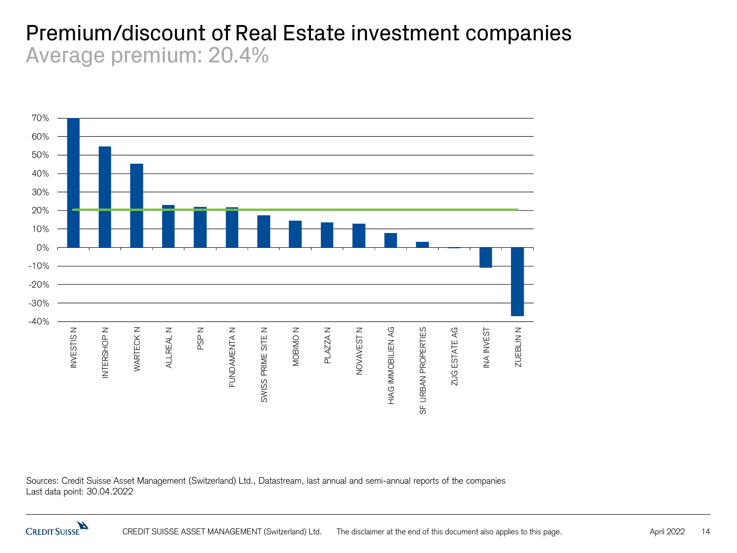# Premium/discount of Real Estate investment companies

## Average premium: 20.4%

Sources: Credit Suisse Asset Management (Switzerland) Ltd., Datastream, last annual and semi-annual reports of the companies
Last data point: 30.04.2022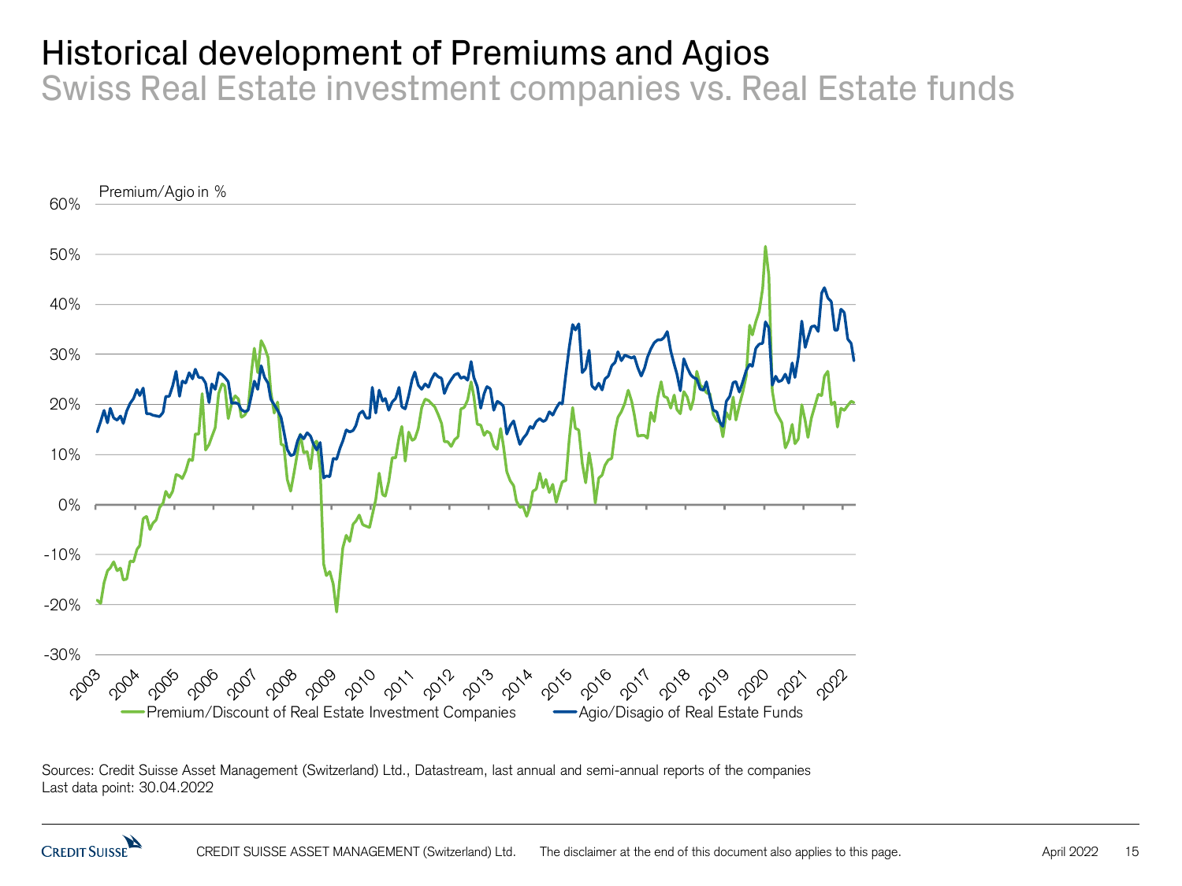# Historical development of Premiums and Agios

## Swiss Real Estate investment companies vs. Real Estate funds

Premium/Agio in %

60%
50%
40%
30%
20%
10%
0%
-10%
-20%
-30%

2003 2004 2005 2006 2007 2008 2009 2010 2011 2012 2013 2014 2015 2016 2017 2018 2019 2020 2021 2022

Premium/Discount of Real Estate Investment Companies — Agio/Disagio of Real Estate Funds

Sources: Credit Suisse Asset Management (Switzerland) Ltd., Datastream, last annual and semi-annual reports of the companies
Last data point: 30.04.2022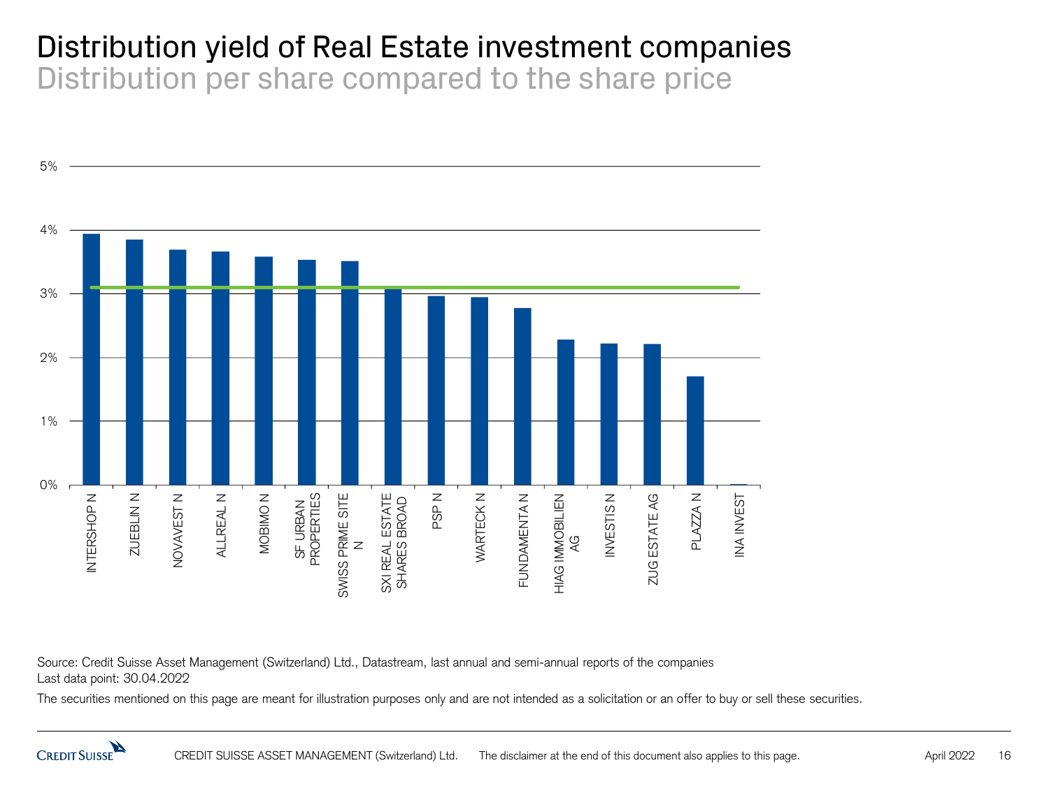# Distribution yield of Real Estate investment companies

## Distribution per share compared to the share price

5%
4%
3%
2%
1%
0%

INTERSHOP N, ZUEBLIN N, NOVAVEST N, ALLREAL N, MOBIMO N, SF URBAN PROPERTIES, SWISS PRIME SITE N, SXI REAL ESTATE SHARES BROAD, PSP N, WARTECK N, FUNDAMENTA N, HIAG IMMOBILIEN AG, INVESTIS N, ZUG ESTATE AG, PLAZZA N, INA INVEST

Source: Credit Suisse Asset Management (Switzerland) Ltd., Datastream, last annual and semi-annual reports of the companies
Last data point: 30.04.2022

The securities mentioned on this page are meant for illustration purposes only and are not intended as a solicitation or an offer to buy or sell these securities.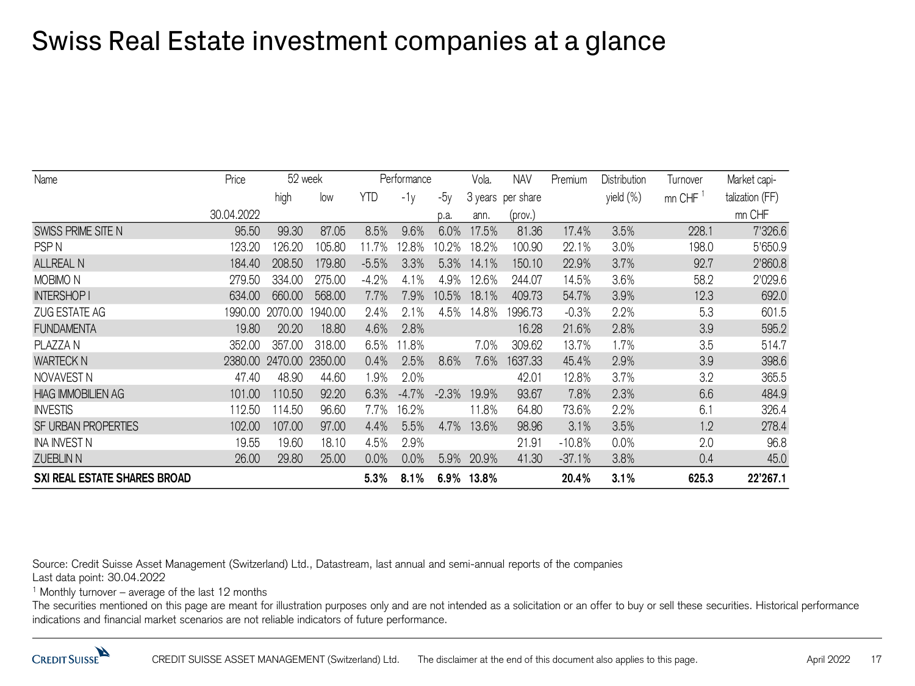# Swiss Real Estate investment companies at a glance

| Name | Price | 52 week | | Performance | | | Vola. | NAV | Premium | Distribution | Turnover | Market capi- |
|---|---|---|---|---|---|---|---|---|---|---|---|---|
| | | high | low | YTD | -1y | -5y | 3 years | per share | | yield (%) | mn CHF [1] | talization (FF) |
| | 30.04.2022 | | | | | p.a. | ann. | (prov.) | | | | mn CHF |
| SWISS PRIME SITE N | 95.50 | 99.30 | 87.05 | 8.5% | 9.6% | 6.0% | 17.5% | 81.36 | 17.4% | 3.5% | 228.1 | 7'326.6 |
| PSP N | 123.20 | 126.20 | 105.80 | 11.7% | 12.8% | 10.2% | 18.2% | 100.90 | 22.1% | 3.0% | 198.0 | 5'650.9 |
| ALLREAL N | 184.40 | 208.50 | 179.80 | -5.5% | 3.3% | 5.3% | 14.1% | 150.10 | 22.9% | 3.7% | 92.7 | 2'860.8 |
| MOBIMO N | 279.50 | 334.00 | 275.00 | -4.2% | 4.1% | 4.9% | 12.6% | 244.07 | 14.5% | 3.6% | 58.2 | 2'029.6 |
| INTERSHOP I | 634.00 | 660.00 | 568.00 | 7.7% | 7.9% | 10.5% | 18.1% | 409.73 | 54.7% | 3.9% | 12.3 | 692.0 |
| ZUG ESTATE AG | 1990.00 | 2070.00 | 1940.00 | 2.4% | 2.1% | 4.5% | 14.8% | 1996.73 | -0.3% | 2.2% | 5.3 | 601.5 |
| FUNDAMENTA | 19.80 | 20.20 | 18.80 | 4.6% | 2.8% | | | 16.28 | 21.6% | 2.8% | 3.9 | 595.2 |
| PLAZZA N | 352.00 | 357.00 | 318.00 | 6.5% | 11.8% | | 7.0% | 309.62 | 13.7% | 1.7% | 3.5 | 514.7 |
| WARTECK N | 2380.00 | 2470.00 | 2350.00 | 0.4% | 2.5% | 8.6% | 7.6% | 1637.33 | 45.4% | 2.9% | 3.9 | 398.6 |
| NOVAVEST N | 47.40 | 48.90 | 44.60 | 1.9% | 2.0% | | | 42.01 | 12.8% | 3.7% | 3.2 | 365.5 |
| HIAG IMMOBILIEN AG | 101.00 | 110.50 | 92.20 | 6.3% | -4.7% | -2.3% | 19.9% | 93.67 | 7.8% | 2.3% | 6.6 | 484.9 |
| INVESTIS | 112.50 | 114.50 | 96.60 | 7.7% | 16.2% | | 11.8% | 64.80 | 73.6% | 2.2% | 6.1 | 326.4 |
| SF URBAN PROPERTIES | 102.00 | 107.00 | 97.00 | 4.4% | 5.5% | 4.7% | 13.6% | 98.96 | 3.1% | 3.5% | 1.2 | 278.4 |
| INA INVEST N | 19.55 | 19.60 | 18.10 | 4.5% | 2.9% | | | 21.91 | -10.8% | 0.0% | 2.0 | 96.8 |
| ZUEBLIN N | 26.00 | 29.80 | 25.00 | 0.0% | 0.0% | 5.9% | 20.9% | 41.30 | -37.1% | 3.8% | 0.4 | 45.0 |
| **SXI REAL ESTATE SHARES BROAD** | | | | **5.3%** | **8.1%** | **6.9%** | **13.8%** | | **20.4%** | **3.1%** | **625.3** | **22'267.1** |

Source: Credit Suisse Asset Management (Switzerland) Ltd., Datastream, last annual and semi-annual reports of the companies
Last data point: 30.04.2022

[1] Monthly turnover – average of the last 12 months

The securities mentioned on this page are meant for illustration purposes only and are not intended as a solicitation or an offer to buy or sell these securities. Historical performance indications and financial market scenarios are not reliable indicators of future performance.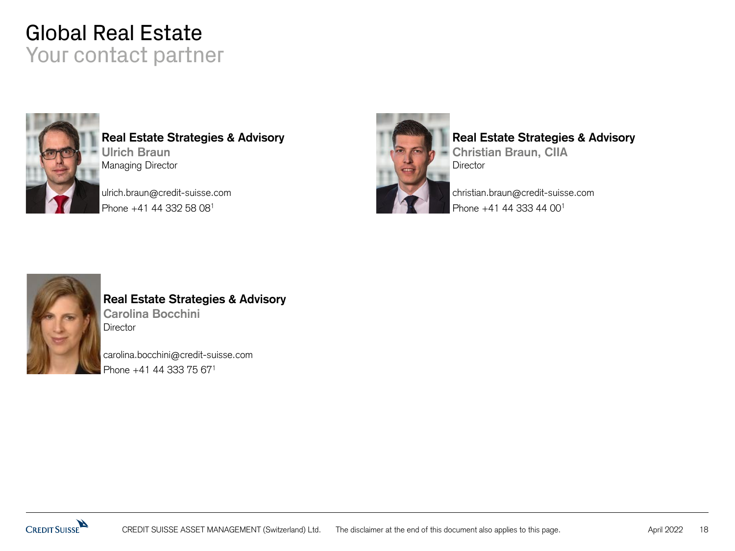# Global Real Estate

## Your contact partner

**Real Estate Strategies & Advisory**
**Ulrich Braun**
Managing Director

ulrich.braun@credit-suisse.com
Phone +41 44 332 58 08[1]

**Real Estate Strategies & Advisory**
**Christian Braun, CIIA**
Director

christian.braun@credit-suisse.com
Phone +41 44 333 44 00[1]

**Real Estate Strategies & Advisory**
**Carolina Bocchini**
Director

carolina.bocchini@credit-suisse.com
Phone +41 44 333 75 67[1]

CREDIT SUISSE ASSET MANAGEMENT (Switzerland) Ltd. The disclaimer at the end of this document also applies to this page.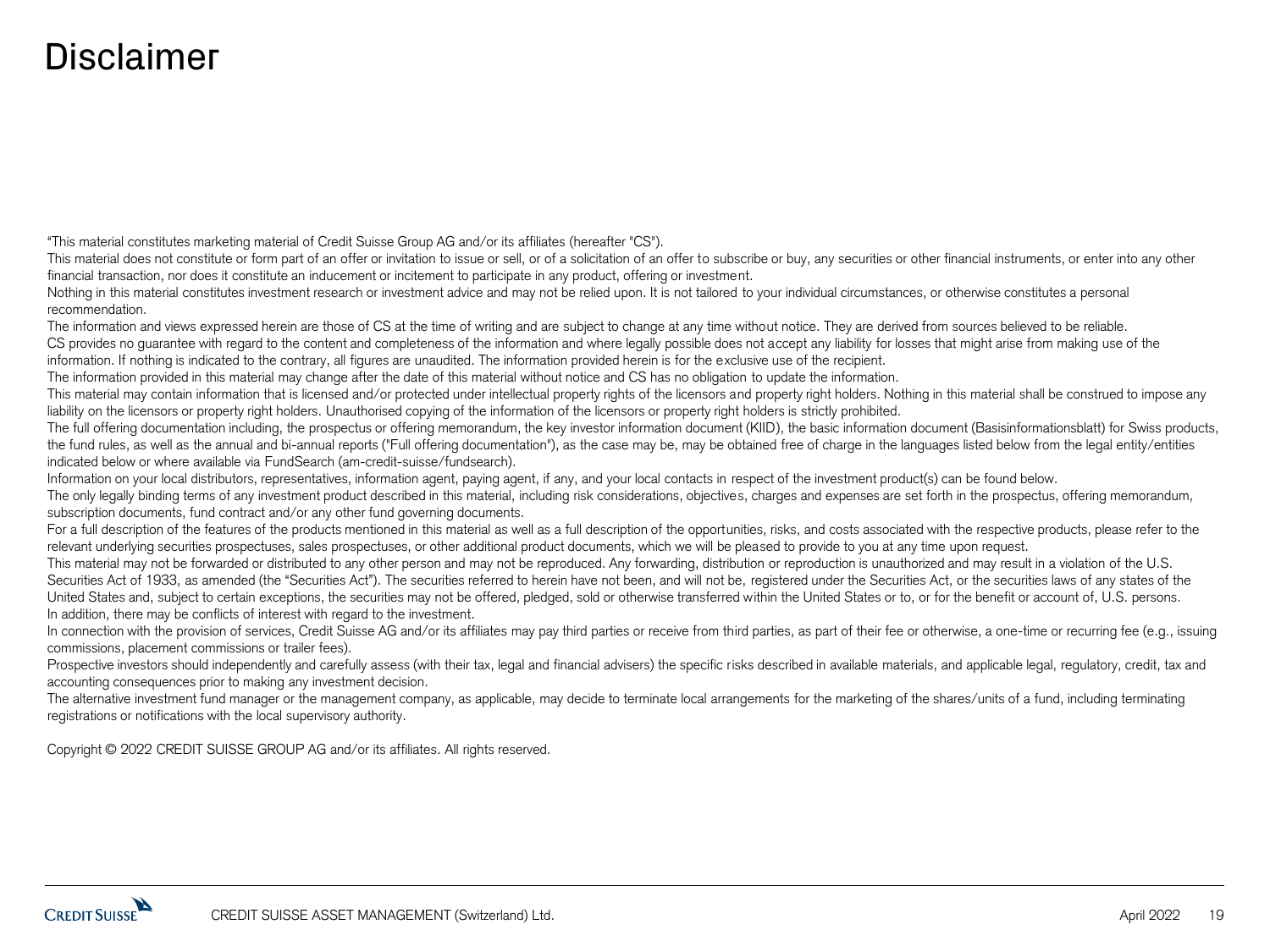# Disclaimer

"This material constitutes marketing material of Credit Suisse Group AG and/or its affiliates (hereafter "CS").

This material does not constitute or form part of an offer or invitation to issue or sell, or of a solicitation of an offer to subscribe or buy, any securities or other financial instruments, or enter into any other financial transaction, nor does it constitute an inducement or incitement to participate in any product, offering or investment.

Nothing in this material constitutes investment research or investment advice and may not be relied upon. It is not tailored to your individual circumstances, or otherwise constitutes a personal recommendation.

The information and views expressed herein are those of CS at the time of writing and are subject to change at any time without notice. They are derived from sources believed to be reliable.

CS provides no guarantee with regard to the content and completeness of the information and where legally possible does not accept any liability for losses that might arise from making use of the information. If nothing is indicated to the contrary, all figures are unaudited. The information provided herein is for the exclusive use of the recipient.

The information provided in this material may change after the date of this material without notice and CS has no obligation to update the information.

This material may contain information that is licensed and/or protected under intellectual property rights of the licensors and property right holders. Nothing in this material shall be construed to impose any liability on the licensors or property right holders. Unauthorised copying of the information of the licensors or property right holders is strictly prohibited.

The full offering documentation including, the prospectus or offering memorandum, the key investor information document (KIID), the basic information document (Basisinformationsblatt) for Swiss products, the fund rules, as well as the annual and bi-annual reports ("Full offering documentation"), as the case may be, may be obtained free of charge in the languages listed below from the legal entity/entities indicated below or where available via FundSearch (am-credit-suisse/fundsearch).

Information on your local distributors, representatives, information agent, paying agent, if any, and your local contacts in respect of the investment product(s) can be found below.

The only legally binding terms of any investment product described in this material, including risk considerations, objectives, charges and expenses are set forth in the prospectus, offering memorandum, subscription documents, fund contract and/or any other fund governing documents.

For a full description of the features of the products mentioned in this material as well as a full description of the opportunities, risks, and costs associated with the respective products, please refer to the relevant underlying securities prospectuses, sales prospectuses, or other additional product documents, which we will be pleased to provide to you at any time upon request.

This material may not be forwarded or distributed to any other person and may not be reproduced. Any forwarding, distribution or reproduction is unauthorized and may result in a violation of the U.S. Securities Act of 1933, as amended (the "Securities Act"). The securities referred to herein have not been, and will not be, registered under the Securities Act, or the securities laws of any states of the United States and, subject to certain exceptions, the securities may not be offered, pledged, sold or otherwise transferred within the United States or to, or for the benefit or account of, U.S. persons.

In addition, there may be conflicts of interest with regard to the investment.

In connection with the provision of services, Credit Suisse AG and/or its affiliates may pay third parties or receive from third parties, as part of their fee or otherwise, a one-time or recurring fee (e.g., issuing commissions, placement commissions or trailer fees).

Prospective investors should independently and carefully assess (with their tax, legal and financial advisers) the specific risks described in available materials, and applicable legal, regulatory, credit, tax and accounting consequences prior to making any investment decision.

The alternative investment fund manager or the management company, as applicable, may decide to terminate local arrangements for the marketing of the shares/units of a fund, including terminating registrations or notifications with the local supervisory authority.

Copyright © 2022 CREDIT SUISSE GROUP AG and/or its affiliates. All rights reserved.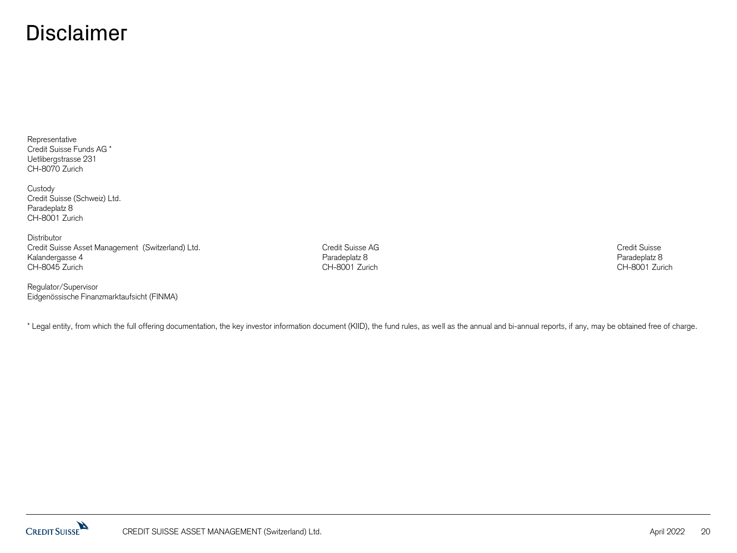# Disclaimer

Representative
Credit Suisse Funds AG *
Uetlibergstrasse 231
CH-8070 Zurich

Custody
Credit Suisse (Schweiz) Ltd.
Paradeplatz 8
CH-8001 Zurich

Distributor
Credit Suisse Asset Management (Switzerland) Ltd.
Kalandergasse 4
CH-8045 Zurich

Credit Suisse AG
Paradeplatz 8
CH-8001 Zurich

Credit Suisse
Paradeplatz 8
CH-8001 Zurich

Regulator/Supervisor
Eidgenössische Finanzmarktaufsicht (FINMA)

* Legal entity, from which the full offering documentation, the key investor information document (KIID), the fund rules, as well as the annual and bi-annual reports, if any, may be obtained free of charge.